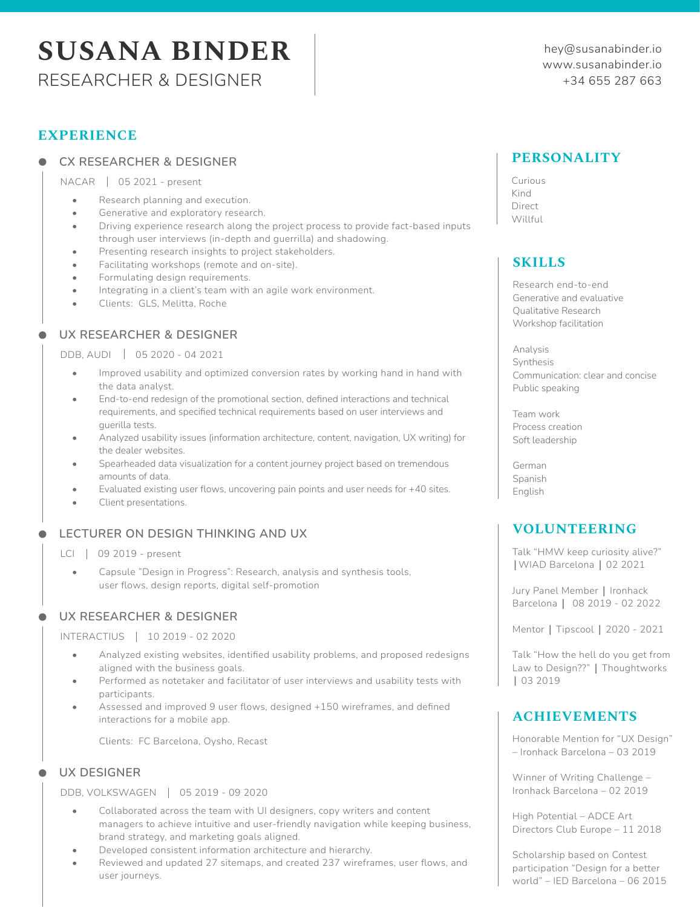# SUSANA BINDER

RESEARCHER & DESIGNER

hey@susanabinder.io
www.susanabinder.io
+34 655 287 663

## EXPERIENCE

### CX RESEARCHER & DESIGNER

NACAR | 05 2021 - present

- Research planning and execution.
- Generative and exploratory research.
- Driving experience research along the project process to provide fact-based inputs through user interviews (in-depth and guerrilla) and shadowing.
- Presenting research insights to project stakeholders.
- Facilitating workshops (remote and on-site).
- Formulating design requirements.
- Integrating in a client's team with an agile work environment.
- Clients: GLS, Melitta, Roche

### UX RESEARCHER & DESIGNER

DDB, AUDI | 05 2020 - 04 2021

- Improved usability and optimized conversion rates by working hand in hand with the data analyst.
- End-to-end redesign of the promotional section, defined interactions and technical requirements, and specified technical requirements based on user interviews and guerilla tests.
- Analyzed usability issues (information architecture, content, navigation, UX writing) for the dealer websites.
- Spearheaded data visualization for a content journey project based on tremendous amounts of data.
- Evaluated existing user flows, uncovering pain points and user needs for +40 sites.
- Client presentations.

### LECTURER ON DESIGN THINKING AND UX

LCI | 09 2019 - present

- Capsule "Design in Progress": Research, analysis and synthesis tools, user flows, design reports, digital self-promotion

### UX RESEARCHER & DESIGNER

INTERACTIUS | 10 2019 - 02 2020

- Analyzed existing websites, identified usability problems, and proposed redesigns aligned with the business goals.
- Performed as notetaker and facilitator of user interviews and usability tests with participants.
- Assessed and improved 9 user flows, designed +150 wireframes, and defined interactions for a mobile app.

Clients: FC Barcelona, Oysho, Recast

### UX DESIGNER

DDB, VOLKSWAGEN | 05 2019 - 09 2020

- Collaborated across the team with UI designers, copy writers and content managers to achieve intuitive and user-friendly navigation while keeping business, brand strategy, and marketing goals aligned.
- Developed consistent information architecture and hierarchy.
- Reviewed and updated 27 sitemaps, and created 237 wireframes, user flows, and user journeys.

## PERSONALITY

Curious
Kind
Direct
Willful

## SKILLS

Research end-to-end
Generative and evaluative
Qualitative Research
Workshop facilitation

Analysis
Synthesis
Communication: clear and concise
Public speaking

Team work
Process creation
Soft leadership

German
Spanish
English

## VOLUNTEERING

Talk "HMW keep curiosity alive?" | WIAD Barcelona | 02 2021

Jury Panel Member | Ironhack Barcelona | 08 2019 - 02 2022

Mentor | Tipscool | 2020 - 2021

Talk "How the hell do you get from Law to Design??" | Thoughtworks | 03 2019

## ACHIEVEMENTS

Honorable Mention for "UX Design" – Ironhack Barcelona – 03 2019

Winner of Writing Challenge – Ironhack Barcelona – 02 2019

High Potential – ADCE Art Directors Club Europe – 11 2018

Scholarship based on Contest participation "Design for a better world" – IED Barcelona – 06 2015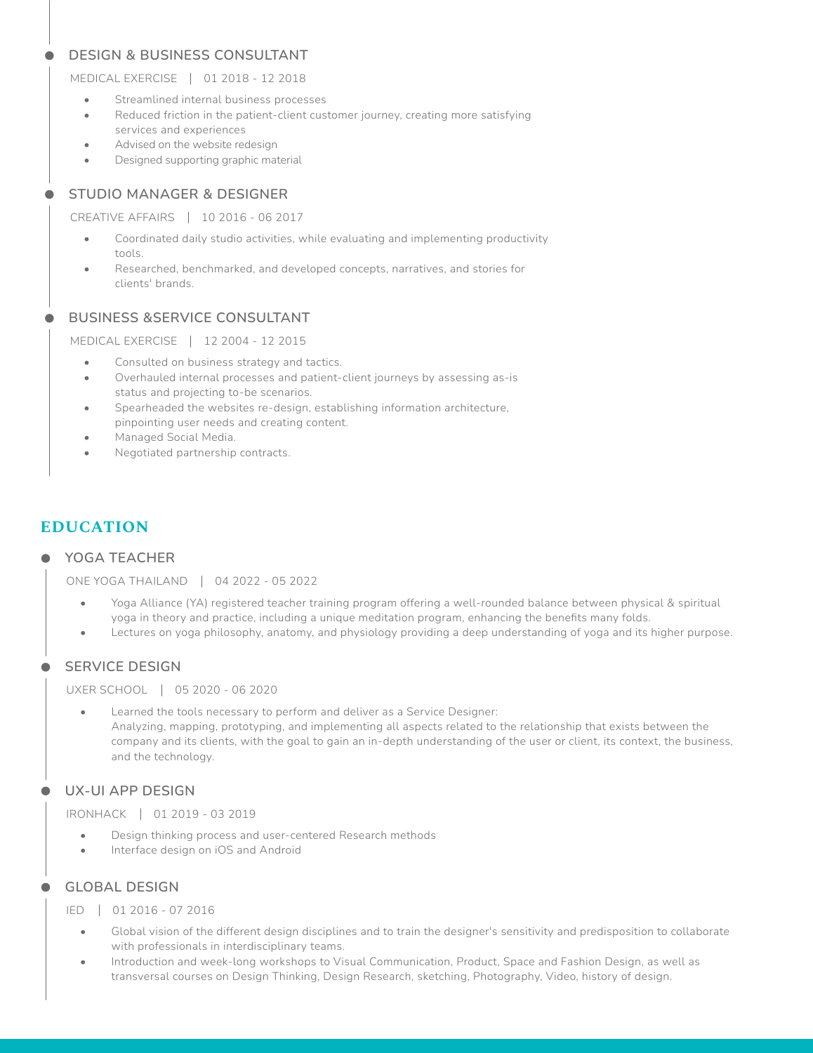### DESIGN & BUSINESS CONSULTANT

MEDICAL EXERCISE | 01 2018 - 12 2018

- Streamlined internal business processes
- Reduced friction in the patient-client customer journey, creating more satisfying services and experiences
- Advised on the website redesign
- Designed supporting graphic material

### STUDIO MANAGER & DESIGNER

CREATIVE AFFAIRS | 10 2016 - 06 2017

- Coordinated daily studio activities, while evaluating and implementing productivity tools.
- Researched, benchmarked, and developed concepts, narratives, and stories for clients' brands.

### BUSINESS &SERVICE CONSULTANT

MEDICAL EXERCISE | 12 2004 - 12 2015

- Consulted on business strategy and tactics.
- Overhauled internal processes and patient-client journeys by assessing as-is status and projecting to-be scenarios.
- Spearheaded the websites re-design, establishing information architecture, pinpointing user needs and creating content.
- Managed Social Media.
- Negotiated partnership contracts.

## EDUCATION

### YOGA TEACHER

ONE YOGA THAILAND | 04 2022 - 05 2022

- Yoga Alliance (YA) registered teacher training program offering a well-rounded balance between physical & spiritual yoga in theory and practice, including a unique meditation program, enhancing the benefits many folds.
- Lectures on yoga philosophy, anatomy, and physiology providing a deep understanding of yoga and its higher purpose.

### SERVICE DESIGN

UXER SCHOOL | 05 2020 - 06 2020

- Learned the tools necessary to perform and deliver as a Service Designer:
  Analyzing, mapping, prototyping, and implementing all aspects related to the relationship that exists between the company and its clients, with the goal to gain an in-depth understanding of the user or client, its context, the business, and the technology.

### UX-UI APP DESIGN

IRONHACK | 01 2019 - 03 2019

- Design thinking process and user-centered Research methods
- Interface design on iOS and Android

### GLOBAL DESIGN

IED | 01 2016 - 07 2016

- Global vision of the different design disciplines and to train the designer's sensitivity and predisposition to collaborate with professionals in interdisciplinary teams.
- Introduction and week-long workshops to Visual Communication, Product, Space and Fashion Design, as well as transversal courses on Design Thinking, Design Research, sketching, Photography, Video, history of design.